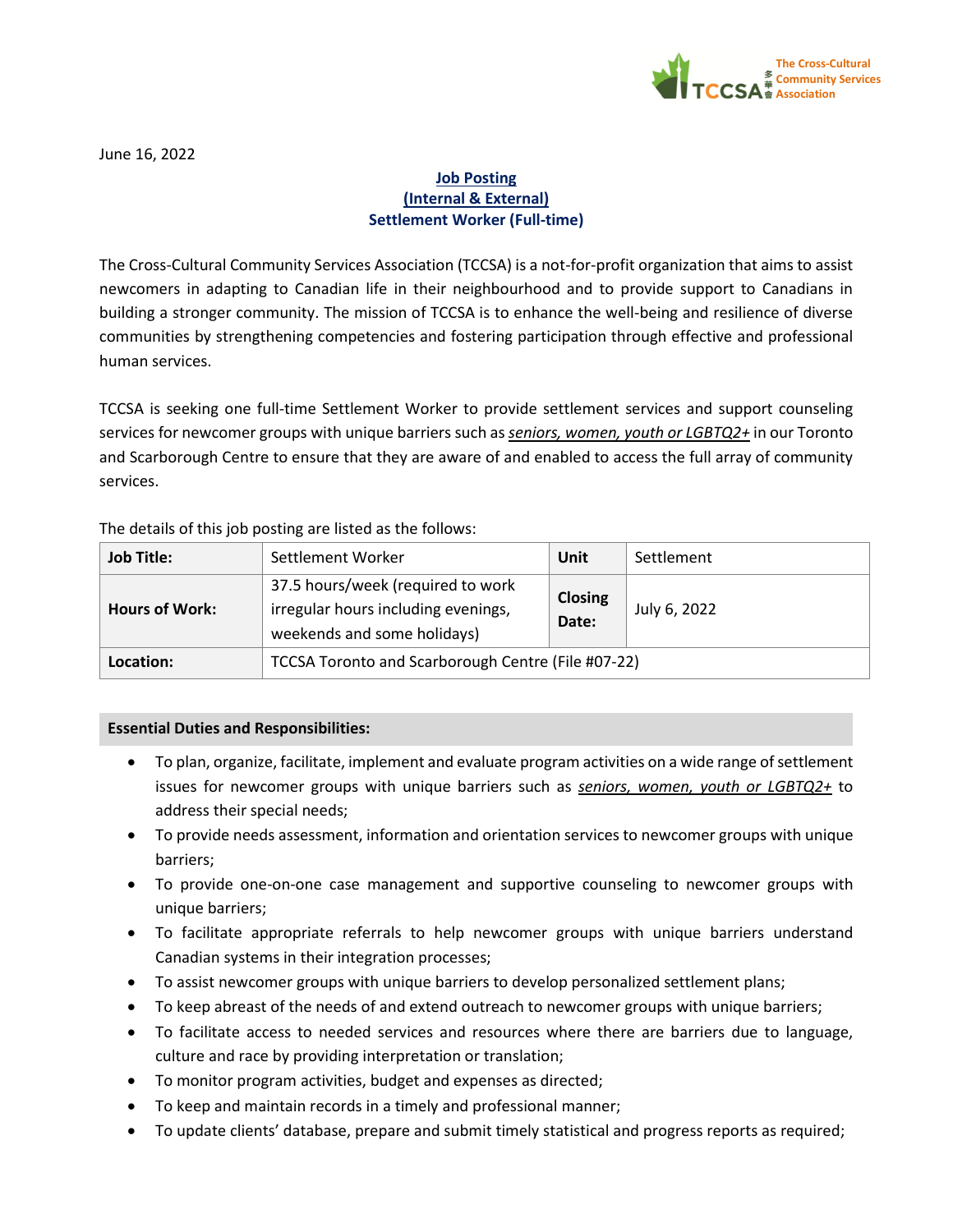June 16, 2022

**Job Posting**
**(Internal & External)**
**Settlement Worker (Full-time)**

The Cross-Cultural Community Services Association (TCCSA) is a not-for-profit organization that aims to assist newcomers in adapting to Canadian life in their neighbourhood and to provide support to Canadians in building a stronger community. The mission of TCCSA is to enhance the well-being and resilience of diverse communities by strengthening competencies and fostering participation through effective and professional human services.

TCCSA is seeking one full-time Settlement Worker to provide settlement services and support counseling services for newcomer groups with unique barriers such as *seniors, women, youth or LGBTQ2+* in our Toronto and Scarborough Centre to ensure that they are aware of and enabled to access the full array of community services.

The details of this job posting are listed as the follows:

| **Job Title:** | Settlement Worker | **Unit** | Settlement |
|---|---|---|---|
| **Hours of Work:** | 37.5 hours/week (required to work irregular hours including evenings, weekends and some holidays) | **Closing Date:** | July 6, 2022 |
| **Location:** | TCCSA Toronto and Scarborough Centre (File #07-22) | | |

**Essential Duties and Responsibilities:**

- To plan, organize, facilitate, implement and evaluate program activities on a wide range of settlement issues for newcomer groups with unique barriers such as *seniors, women, youth or LGBTQ2+* to address their special needs;
- To provide needs assessment, information and orientation services to newcomer groups with unique barriers;
- To provide one-on-one case management and supportive counseling to newcomer groups with unique barriers;
- To facilitate appropriate referrals to help newcomer groups with unique barriers understand Canadian systems in their integration processes;
- To assist newcomer groups with unique barriers to develop personalized settlement plans;
- To keep abreast of the needs of and extend outreach to newcomer groups with unique barriers;
- To facilitate access to needed services and resources where there are barriers due to language, culture and race by providing interpretation or translation;
- To monitor program activities, budget and expenses as directed;
- To keep and maintain records in a timely and professional manner;
- To update clients' database, prepare and submit timely statistical and progress reports as required;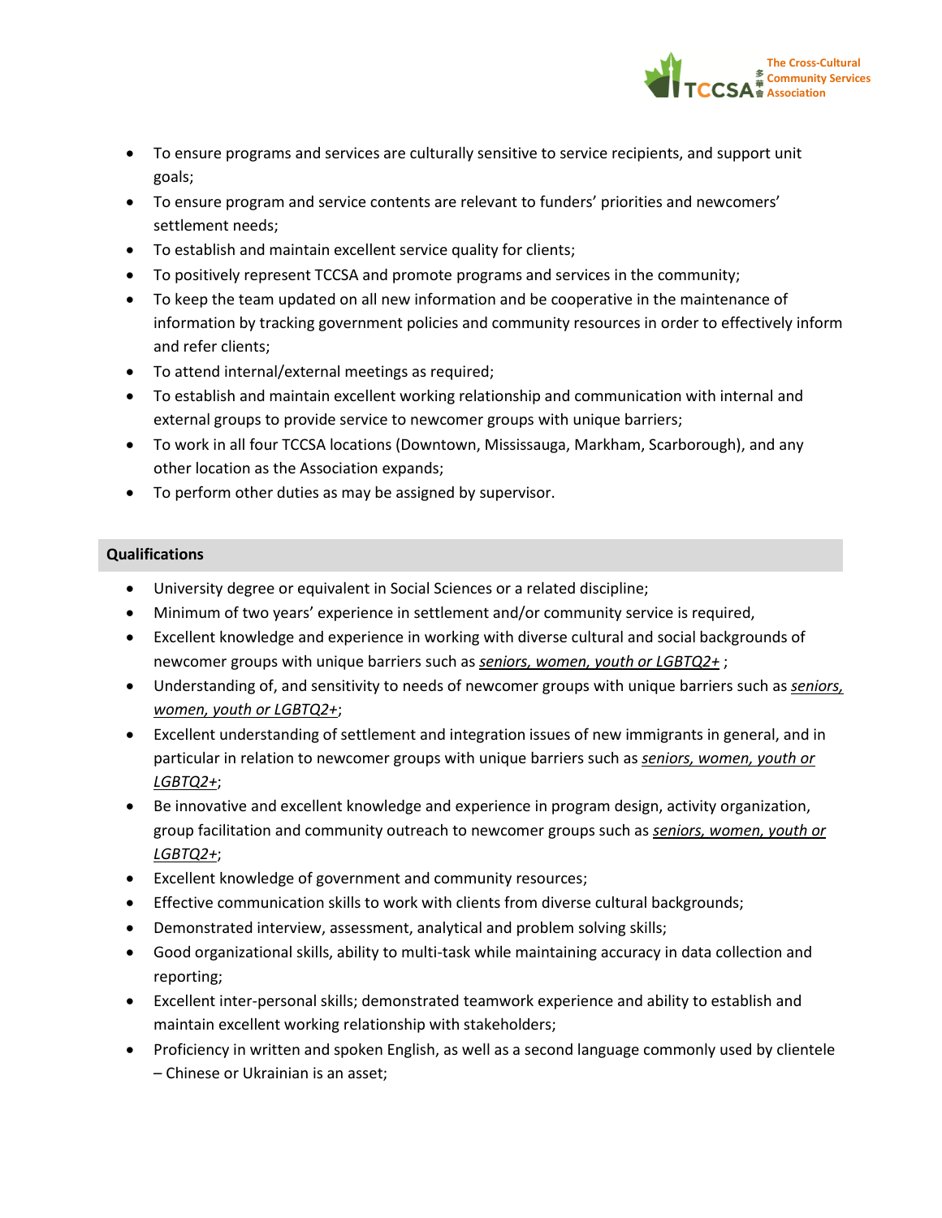- To ensure programs and services are culturally sensitive to service recipients, and support unit goals;
- To ensure program and service contents are relevant to funders' priorities and newcomers' settlement needs;
- To establish and maintain excellent service quality for clients;
- To positively represent TCCSA and promote programs and services in the community;
- To keep the team updated on all new information and be cooperative in the maintenance of information by tracking government policies and community resources in order to effectively inform and refer clients;
- To attend internal/external meetings as required;
- To establish and maintain excellent working relationship and communication with internal and external groups to provide service to newcomer groups with unique barriers;
- To work in all four TCCSA locations (Downtown, Mississauga, Markham, Scarborough), and any other location as the Association expands;
- To perform other duties as may be assigned by supervisor.

## Qualifications

- University degree or equivalent in Social Sciences or a related discipline;
- Minimum of two years' experience in settlement and/or community service is required,
- Excellent knowledge and experience in working with diverse cultural and social backgrounds of newcomer groups with unique barriers such as *seniors, women, youth or LGBTQ2+* ;
- Understanding of, and sensitivity to needs of newcomer groups with unique barriers such as *seniors, women, youth or LGBTQ2+*;
- Excellent understanding of settlement and integration issues of new immigrants in general, and in particular in relation to newcomer groups with unique barriers such as *seniors, women, youth or LGBTQ2+*;
- Be innovative and excellent knowledge and experience in program design, activity organization, group facilitation and community outreach to newcomer groups such as *seniors, women, youth or LGBTQ2+*;
- Excellent knowledge of government and community resources;
- Effective communication skills to work with clients from diverse cultural backgrounds;
- Demonstrated interview, assessment, analytical and problem solving skills;
- Good organizational skills, ability to multi-task while maintaining accuracy in data collection and reporting;
- Excellent inter-personal skills; demonstrated teamwork experience and ability to establish and maintain excellent working relationship with stakeholders;
- Proficiency in written and spoken English, as well as a second language commonly used by clientele – Chinese or Ukrainian is an asset;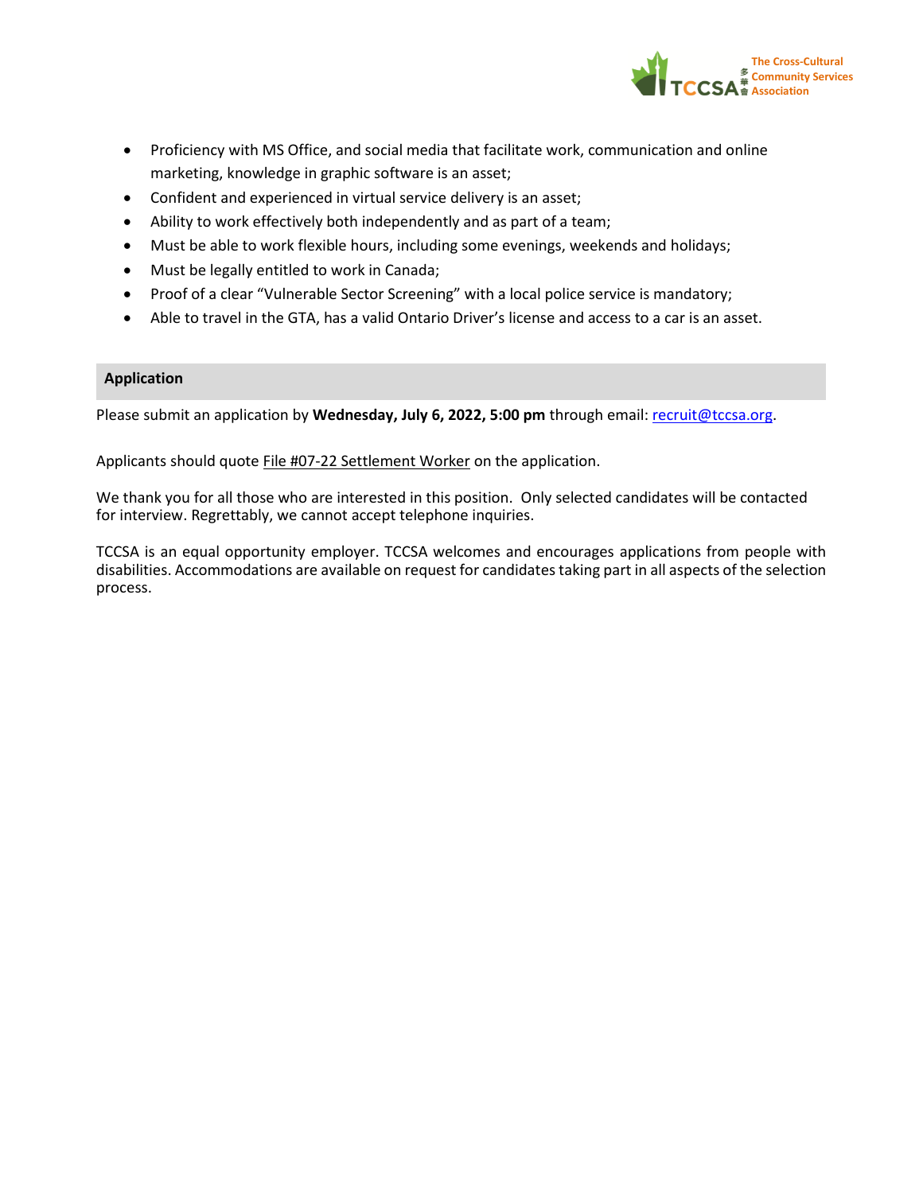- Proficiency with MS Office, and social media that facilitate work, communication and online marketing, knowledge in graphic software is an asset;
- Confident and experienced in virtual service delivery is an asset;
- Ability to work effectively both independently and as part of a team;
- Must be able to work flexible hours, including some evenings, weekends and holidays;
- Must be legally entitled to work in Canada;
- Proof of a clear "Vulnerable Sector Screening" with a local police service is mandatory;
- Able to travel in the GTA, has a valid Ontario Driver's license and access to a car is an asset.

## Application

Please submit an application by **Wednesday, July 6, 2022, 5:00 pm** through email: recruit@tccsa.org.

Applicants should quote File #07-22 Settlement Worker on the application.

We thank you for all those who are interested in this position. Only selected candidates will be contacted for interview. Regrettably, we cannot accept telephone inquiries.

TCCSA is an equal opportunity employer. TCCSA welcomes and encourages applications from people with disabilities. Accommodations are available on request for candidates taking part in all aspects of the selection process.